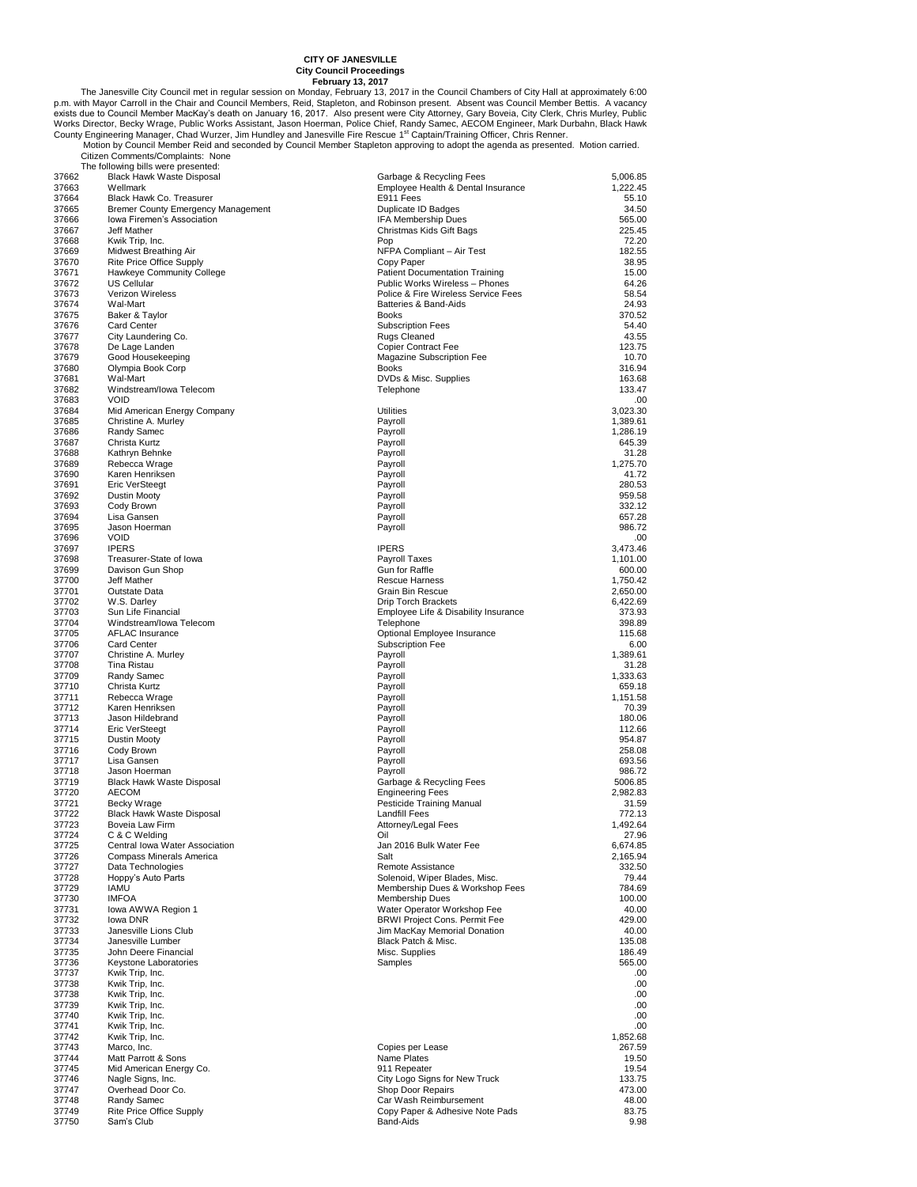# CITY OF JANESVILLE

## City Council Proceedings

### February 13, 2017

The Janesville City Council met in regular session on Monday, February 13, 2017 in the Council Chambers of City Hall at approximately 6:00 p.m. with Mayor Carroll in the Chair and Council Members, Reid, Stapleton, and Robinson present. Absent was Council Member Bettis. A vacancy exists due to Council Member MacKay's death on January 16, 2017. Also present were City Attorney, Gary Boveia, City Clerk, Chris Murley, Public Works Director, Becky Wrage, Public Works Assistant, Jason Hoerman, Police Chief, Randy Samec, AECOM Engineer, Mark Durbahn, Black Hawk County Engineering Manager, Chad Wurzer, Jim Hundley and Janesville Fire Rescue 1st Captain/Training Officer, Chris Renner.

Motion by Council Member Reid and seconded by Council Member Stapleton approving to adopt the agenda as presented. Motion carried.

Citizen Comments/Complaints: None

The following bills were presented:

| | | | |
|---|---|---|---|
| 37662 | Black Hawk Waste Disposal | Garbage & Recycling Fees | 5,006.85 |
| 37663 | Wellmark | Employee Health & Dental Insurance | 1,222.45 |
| 37664 | Black Hawk Co. Treasurer | E911 Fees | 55.10 |
| 37665 | Bremer County Emergency Management | Duplicate ID Badges | 34.50 |
| 37666 | Iowa Firemen's Association | IFA Membership Dues | 565.00 |
| 37667 | Jeff Mather | Christmas Kids Gift Bags | 225.45 |
| 37668 | Kwik Trip, Inc. | Pop | 72.20 |
| 37669 | Midwest Breathing Air | NFPA Compliant – Air Test | 182.55 |
| 37670 | Rite Price Office Supply | Copy Paper | 38.95 |
| 37671 | Hawkeye Community College | Patient Documentation Training | 15.00 |
| 37672 | US Cellular | Public Works Wireless – Phones | 64.26 |
| 37673 | Verizon Wireless | Police & Fire Wireless Service Fees | 58.54 |
| 37674 | Wal-Mart | Batteries & Band-Aids | 24.93 |
| 37675 | Baker & Taylor | Books | 370.52 |
| 37676 | Card Center | Subscription Fees | 54.40 |
| 37677 | City Laundering Co. | Rugs Cleaned | 43.55 |
| 37678 | De Lage Landen | Copier Contract Fee | 123.75 |
| 37679 | Good Housekeeping | Magazine Subscription Fee | 10.70 |
| 37680 | Olympia Book Corp | Books | 316.94 |
| 37681 | Wal-Mart | DVDs & Misc. Supplies | 163.68 |
| 37682 | Windstream/Iowa Telecom | Telephone | 133.47 |
| 37683 | VOID | | .00 |
| 37684 | Mid American Energy Company | Utilities | 3,023.30 |
| 37685 | Christine A. Murley | Payroll | 1,389.61 |
| 37686 | Randy Samec | Payroll | 1,286.19 |
| 37687 | Christa Kurtz | Payroll | 645.39 |
| 37688 | Kathryn Behnke | Payroll | 31.28 |
| 37689 | Rebecca Wrage | Payroll | 1,275.70 |
| 37690 | Karen Henriksen | Payroll | 41.72 |
| 37691 | Eric VerSteegt | Payroll | 280.53 |
| 37692 | Dustin Mooty | Payroll | 959.58 |
| 37693 | Cody Brown | Payroll | 332.12 |
| 37694 | Lisa Gansen | Payroll | 657.28 |
| 37695 | Jason Hoerman | Payroll | 986.72 |
| 37696 | VOID | | .00 |
| 37697 | IPERS | IPERS | 3,473.46 |
| 37698 | Treasurer-State of Iowa | Payroll Taxes | 1,101.00 |
| 37699 | Davison Gun Shop | Gun for Raffle | 600.00 |
| 37700 | Jeff Mather | Rescue Harness | 1,750.42 |
| 37701 | Outstate Data | Grain Bin Rescue | 2,650.00 |
| 37702 | W.S. Darley | Drip Torch Brackets | 6,422.69 |
| 37703 | Sun Life Financial | Employee Life & Disability Insurance | 373.93 |
| 37704 | Windstream/Iowa Telecom | Telephone | 398.89 |
| 37705 | AFLAC Insurance | Optional Employee Insurance | 115.68 |
| 37706 | Card Center | Subscription Fee | 6.00 |
| 37707 | Christine A. Murley | Payroll | 1,389.61 |
| 37708 | Tina Ristau | Payroll | 31.28 |
| 37709 | Randy Samec | Payroll | 1,333.63 |
| 37710 | Christa Kurtz | Payroll | 659.18 |
| 37711 | Rebecca Wrage | Payroll | 1,151.58 |
| 37712 | Karen Henriksen | Payroll | 70.39 |
| 37713 | Jason Hildebrand | Payroll | 180.06 |
| 37714 | Eric VerSteegt | Payroll | 112.66 |
| 37715 | Dustin Mooty | Payroll | 954.87 |
| 37716 | Cody Brown | Payroll | 258.08 |
| 37717 | Lisa Gansen | Payroll | 693.56 |
| 37718 | Jason Hoerman | Payroll | 986.72 |
| 37719 | Black Hawk Waste Disposal | Garbage & Recycling Fees | 5006.85 |
| 37720 | AECOM | Engineering Fees | 2,982.83 |
| 37721 | Becky Wrage | Pesticide Training Manual | 31.59 |
| 37722 | Black Hawk Waste Disposal | Landfill Fees | 772.13 |
| 37723 | Boveia Law Firm | Attorney/Legal Fees | 1,492.64 |
| 37724 | C & C Welding | Oil | 27.96 |
| 37725 | Central Iowa Water Association | Jan 2016 Bulk Water Fee | 6,674.85 |
| 37726 | Compass Minerals America | Salt | 2,165.94 |
| 37727 | Data Technologies | Remote Assistance | 332.50 |
| 37728 | Hoppy's Auto Parts | Solenoid, Wiper Blades, Misc. | 79.44 |
| 37729 | IAMU | Membership Dues & Workshop Fees | 784.69 |
| 37730 | IMFOA | Membership Dues | 100.00 |
| 37731 | Iowa AWWA Region 1 | Water Operator Workshop Fee | 40.00 |
| 37732 | Iowa DNR | BRWI Project Cons. Permit Fee | 429.00 |
| 37733 | Janesville Lions Club | Jim MacKay Memorial Donation | 40.00 |
| 37734 | Janesville Lumber | Black Patch & Misc. | 135.08 |
| 37735 | John Deere Financial | Misc. Supplies | 186.49 |
| 37736 | Keystone Laboratories | Samples | 565.00 |
| 37737 | Kwik Trip, Inc. | | .00 |
| 37738 | Kwik Trip, Inc. | | .00 |
| 37738 | Kwik Trip, Inc. | | .00 |
| 37739 | Kwik Trip, Inc. | | .00 |
| 37740 | Kwik Trip, Inc. | | .00 |
| 37741 | Kwik Trip, Inc. | | .00 |
| 37742 | Kwik Trip, Inc. | | 1,852.68 |
| 37743 | Marco, Inc. | Copies per Lease | 267.59 |
| 37744 | Matt Parrott & Sons | Name Plates | 19.50 |
| 37745 | Mid American Energy Co. | 911 Repeater | 19.54 |
| 37746 | Nagle Signs, Inc. | City Logo Signs for New Truck | 133.75 |
| 37747 | Overhead Door Co. | Shop Door Repairs | 473.00 |
| 37748 | Randy Samec | Car Wash Reimbursement | 48.00 |
| 37749 | Rite Price Office Supply | Copy Paper & Adhesive Note Pads | 83.75 |
| 37750 | Sam's Club | Band-Aids | 9.98 |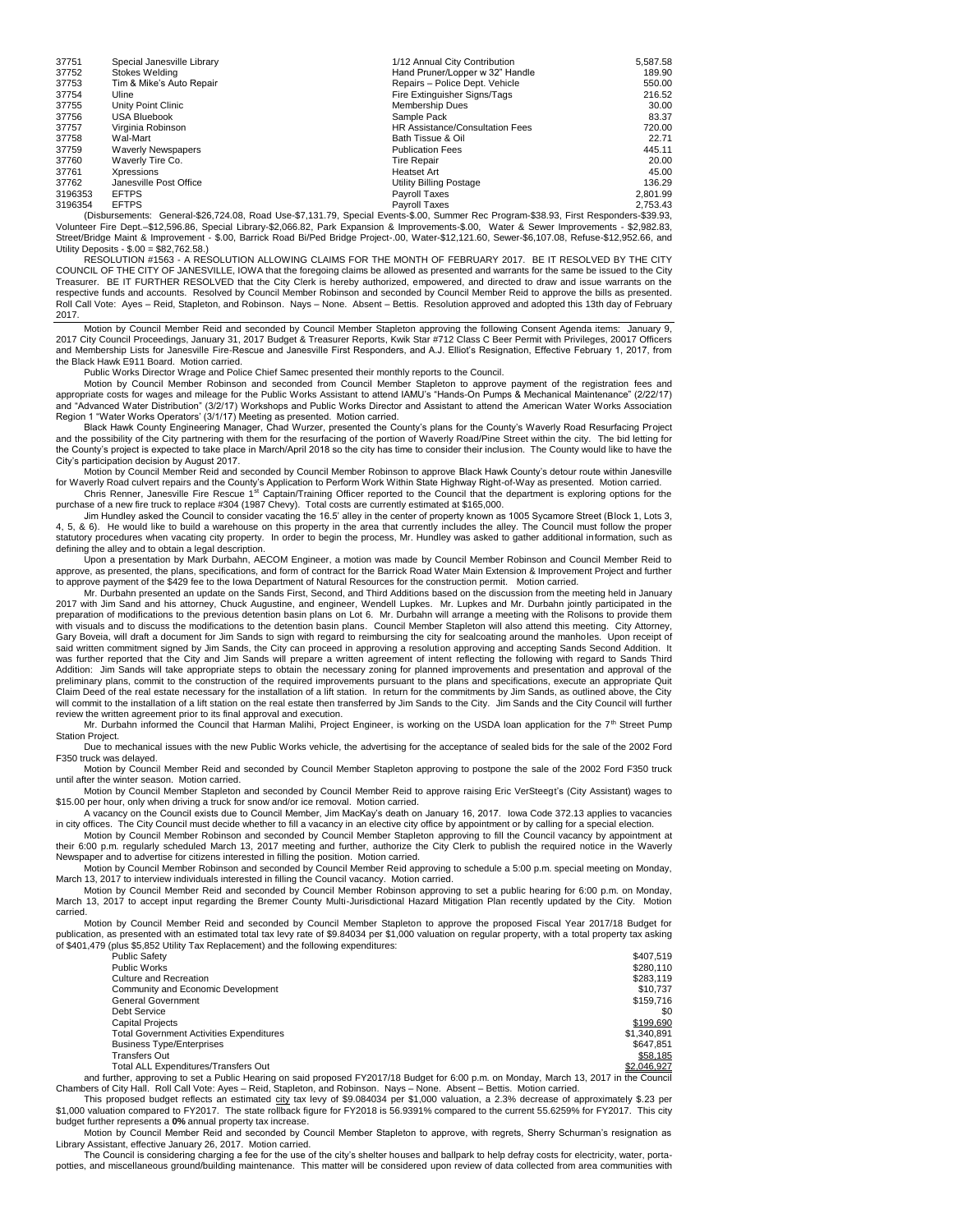| | | | |
|---|---|---|---|
| 37751 | Special Janesville Library | 1/12 Annual City Contribution | 5,587.58 |
| 37752 | Stokes Welding | Hand Pruner/Lopper w 32" Handle | 189.90 |
| 37753 | Tim & Mike's Auto Repair | Repairs – Police Dept. Vehicle | 550.00 |
| 37754 | Uline | Fire Extinguisher Signs/Tags | 216.52 |
| 37755 | Unity Point Clinic | Membership Dues | 30.00 |
| 37756 | USA Bluebook | Sample Pack | 83.37 |
| 37757 | Virginia Robinson | HR Assistance/Consultation Fees | 720.00 |
| 37758 | Wal-Mart | Bath Tissue & Oil | 22.71 |
| 37759 | Waverly Newspapers | Publication Fees | 445.11 |
| 37760 | Waverly Tire Co. | Tire Repair | 20.00 |
| 37761 | Xpressions | Heatset Art | 45.00 |
| 37762 | Janesville Post Office | Utility Billing Postage | 136.29 |
| 3196353 | EFTPS | Payroll Taxes | 2,801.99 |
| 3196354 | EFTPS | Payroll Taxes | 2,753.43 |

(Disbursements: General-$26,724.08, Road Use-$7,131.79, Special Events-$.00, Summer Rec Program-$38.93, First Responders-$39.93, Volunteer Fire Dept.–$12,596.86, Special Library-$2,066.82, Park Expansion & Improvements-$.00, Water & Sewer Improvements - $2,982.83, Street/Bridge Maint & Improvement - $.00, Barrick Road Bi/Ped Bridge Project-.00, Water-$12,121.60, Sewer-$6,107.08, Refuse-$12,952.66, and Utility Deposits - $.00 = $82,762.58.)

RESOLUTION #1563 - A RESOLUTION ALLOWING CLAIMS FOR THE MONTH OF FEBRUARY 2017. BE IT RESOLVED BY THE CITY COUNCIL OF THE CITY OF JANESVILLE, IOWA that the foregoing claims be allowed as presented and warrants for the same be issued to the City Treasurer. BE IT FURTHER RESOLVED that the City Clerk is hereby authorized, empowered, and directed to draw and issue warrants on the respective funds and accounts. Resolved by Council Member Robinson and seconded by Council Member Reid to approve the bills as presented. Roll Call Vote: Ayes – Reid, Stapleton, and Robinson. Nays – None. Absent – Bettis. Resolution approved and adopted this 13th day of February 2017.

---

Motion by Council Member Reid and seconded by Council Member Stapleton approving the following Consent Agenda items: January 9, 2017 City Council Proceedings, January 31, 2017 Budget & Treasurer Reports, Kwik Star #712 Class C Beer Permit with Privileges, 20017 Officers and Membership Lists for Janesville Fire-Rescue and Janesville First Responders, and A.J. Elliot's Resignation, Effective February 1, 2017, from the Black Hawk E911 Board. Motion carried.

Public Works Director Wrage and Police Chief Samec presented their monthly reports to the Council.

Motion by Council Member Robinson and seconded from Council Member Stapleton to approve payment of the registration fees and appropriate costs for wages and mileage for the Public Works Assistant to attend IAMU's "Hands-On Pumps & Mechanical Maintenance" (2/22/17) and "Advanced Water Distribution" (3/2/17) Workshops and Public Works Director and Assistant to attend the American Water Works Association Region 1 "Water Works Operators' (3/1/17) Meeting as presented. Motion carried.

Black Hawk County Engineering Manager, Chad Wurzer, presented the County's plans for the County's Waverly Road Resurfacing Project and the possibility of the City partnering with them for the resurfacing of the portion of Waverly Road/Pine Street within the city. The bid letting for the County's project is expected to take place in March/April 2018 so the city has time to consider their inclusion. The County would like to have the City's participation decision by August 2017.

Motion by Council Member Reid and seconded by Council Member Robinson to approve Black Hawk County's detour route within Janesville for Waverly Road culvert repairs and the County's Application to Perform Work Within State Highway Right-of-Way as presented. Motion carried.

Chris Renner, Janesville Fire Rescue 1st Captain/Training Officer reported to the Council that the department is exploring options for the purchase of a new fire truck to replace #304 (1987 Chevy). Total costs are currently estimated at $165,000.

Jim Hundley asked the Council to consider vacating the 16.5' alley in the center of property known as 1005 Sycamore Street (Block 1, Lots 3, 4, 5, & 6). He would like to build a warehouse on this property in the area that currently includes the alley. The Council must follow the proper statutory procedures when vacating city property. In order to begin the process, Mr. Hundley was asked to gather additional information, such as defining the alley and to obtain a legal description.

Upon a presentation by Mark Durbahn, AECOM Engineer, a motion was made by Council Member Robinson and Council Member Reid to approve, as presented, the plans, specifications, and form of contract for the Barrick Road Water Main Extension & Improvement Project and further to approve payment of the $429 fee to the Iowa Department of Natural Resources for the construction permit. Motion carried.

Mr. Durbahn presented an update on the Sands First, Second, and Third Additions based on the discussion from the meeting held in January 2017 with Jim Sand and his attorney, Chuck Augustine, and engineer, Wendell Lupkes. Mr. Lupkes and Mr. Durbahn jointly participated in the preparation of modifications to the previous detention basin plans on Lot 6. Mr. Durbahn will arrange a meeting with the Rolisons to provide them with visuals and to discuss the modifications to the detention basin plans. Council Member Stapleton will also attend this meeting. City Attorney, Gary Boveia, will draft a document for Jim Sands to sign with regard to reimbursing the city for sealcoating around the manholes. Upon receipt of said written commitment signed by Jim Sands, the City can proceed in approving a resolution approving and accepting Sands Second Addition. It was further reported that the City and Jim Sands will prepare a written agreement of intent reflecting the following with regard to Sands Third Addition: Jim Sands will take appropriate steps to obtain the necessary zoning for planned improvements and presentation and approval of the preliminary plans, commit to the construction of the required improvements pursuant to the plans and specifications, execute an appropriate Quit Claim Deed of the real estate necessary for the installation of a lift station. In return for the commitments by Jim Sands, as outlined above, the City will commit to the installation of a lift station on the real estate then transferred by Jim Sands to the City. Jim Sands and the City Council will further review the written agreement prior to its final approval and execution.

Mr. Durbahn informed the Council that Harman Malihi, Project Engineer, is working on the USDA loan application for the 7th Street Pump Station Project.

Due to mechanical issues with the new Public Works vehicle, the advertising for the acceptance of sealed bids for the sale of the 2002 Ford F350 truck was delayed.

Motion by Council Member Reid and seconded by Council Member Stapleton approving to postpone the sale of the 2002 Ford F350 truck until after the winter season. Motion carried.

Motion by Council Member Stapleton and seconded by Council Member Reid to approve raising Eric VerSteegt's (City Assistant) wages to $15.00 per hour, only when driving a truck for snow and/or ice removal. Motion carried.

A vacancy on the Council exists due to Council Member, Jim MacKay's death on January 16, 2017. Iowa Code 372.13 applies to vacancies in city offices. The City Council must decide whether to fill a vacancy in an elective city office by appointment or by calling for a special election.

Motion by Council Member Robinson and seconded by Council Member Stapleton approving to fill the Council vacancy by appointment at their 6:00 p.m. regularly scheduled March 13, 2017 meeting and further, authorize the City Clerk to publish the required notice in the Waverly Newspaper and to advertise for citizens interested in filling the position. Motion carried.

Motion by Council Member Robinson and seconded by Council Member Reid approving to schedule a 5:00 p.m. special meeting on Monday, March 13, 2017 to interview individuals interested in filling the Council vacancy. Motion carried.

Motion by Council Member Reid and seconded by Council Member Robinson approving to set a public hearing for 6:00 p.m. on Monday, March 13, 2017 to accept input regarding the Bremer County Multi-Jurisdictional Hazard Mitigation Plan recently updated by the City. Motion carried.

Motion by Council Member Reid and seconded by Council Member Stapleton to approve the proposed Fiscal Year 2017/18 Budget for publication, as presented with an estimated total tax levy rate of $9.84034 per $1,000 valuation on regular property, with a total property tax asking of $401,479 (plus $5,852 Utility Tax Replacement) and the following expenditures:

| | |
|---|---|
| Public Safety | $407,519 |
| Public Works | $280,110 |
| Culture and Recreation | $283,119 |
| Community and Economic Development | $10,737 |
| General Government | $159,716 |
| Debt Service | $0 |
| Capital Projects | $199,690 |
| Total Government Activities Expenditures | $1,340,891 |
| Business Type/Enterprises | $647,851 |
| Transfers Out | $58,185 |
| Total ALL Expenditures/Transfers Out | $2,046,927 |

and further, approving to set a Public Hearing on said proposed FY2017/18 Budget for 6:00 p.m. on Monday, March 13, 2017 in the Council Chambers of City Hall. Roll Call Vote: Ayes – Reid, Stapleton, and Robinson. Nays – None. Absent – Bettis. Motion carried.

This proposed budget reflects an estimated city tax levy of $9.084034 per $1,000 valuation, a 2.3% decrease of approximately $.23 per $1,000 valuation compared to FY2017. The state rollback figure for FY2018 is 56.9391% compared to the current 55.6259% for FY2017. This city budget further represents a **0%** annual property tax increase.

Motion by Council Member Reid and seconded by Council Member Stapleton to approve, with regrets, Sherry Schurman's resignation as Library Assistant, effective January 26, 2017. Motion carried.

The Council is considering charging a fee for the use of the city's shelter houses and ballpark to help defray costs for electricity, water, porta-potties, and miscellaneous ground/building maintenance. This matter will be considered upon review of data collected from area communities with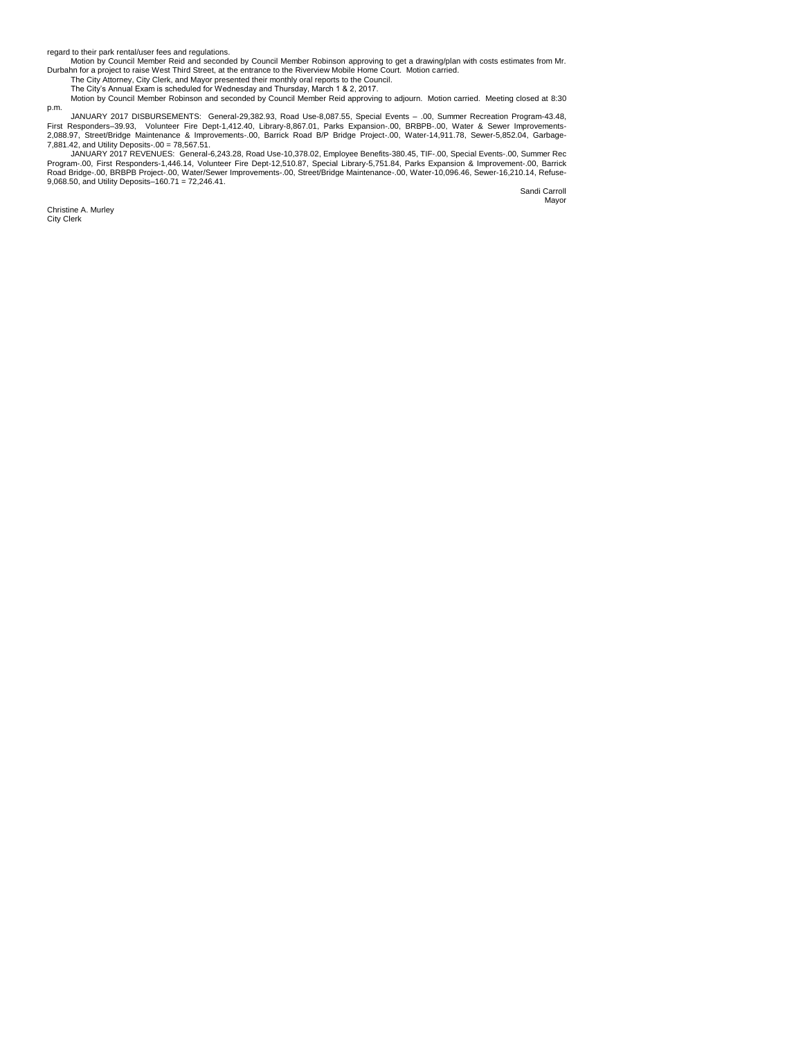regard to their park rental/user fees and regulations.

Motion by Council Member Reid and seconded by Council Member Robinson approving to get a drawing/plan with costs estimates from Mr. Durbahn for a project to raise West Third Street, at the entrance to the Riverview Mobile Home Court. Motion carried.

The City Attorney, City Clerk, and Mayor presented their monthly oral reports to the Council.

The City's Annual Exam is scheduled for Wednesday and Thursday, March 1 & 2, 2017.

Motion by Council Member Robinson and seconded by Council Member Reid approving to adjourn. Motion carried. Meeting closed at 8:30 p.m.

JANUARY 2017 DISBURSEMENTS: General-29,382.93, Road Use-8,087.55, Special Events – .00, Summer Recreation Program-43.48, First Responders–39.93, Volunteer Fire Dept-1,412.40, Library-8,867.01, Parks Expansion-.00, BRBPB-.00, Water & Sewer Improvements-2,088.97, Street/Bridge Maintenance & Improvements-.00, Barrick Road B/P Bridge Project-.00, Water-14,911.78, Sewer-5,852.04, Garbage-7,881.42, and Utility Deposits-.00 = 78,567.51.

JANUARY 2017 REVENUES: General-6,243.28, Road Use-10,378.02, Employee Benefits-380.45, TIF-.00, Special Events-.00, Summer Rec Program-.00, First Responders-1,446.14, Volunteer Fire Dept-12,510.87, Special Library-5,751.84, Parks Expansion & Improvement-.00, Barrick Road Bridge-.00, BRBPB Project-.00, Water/Sewer Improvements-.00, Street/Bridge Maintenance-.00, Water-10,096.46, Sewer-16,210.14, Refuse-9,068.50, and Utility Deposits–160.71 = 72,246.41.

Sandi Carroll
Mayor

Christine A. Murley
City Clerk